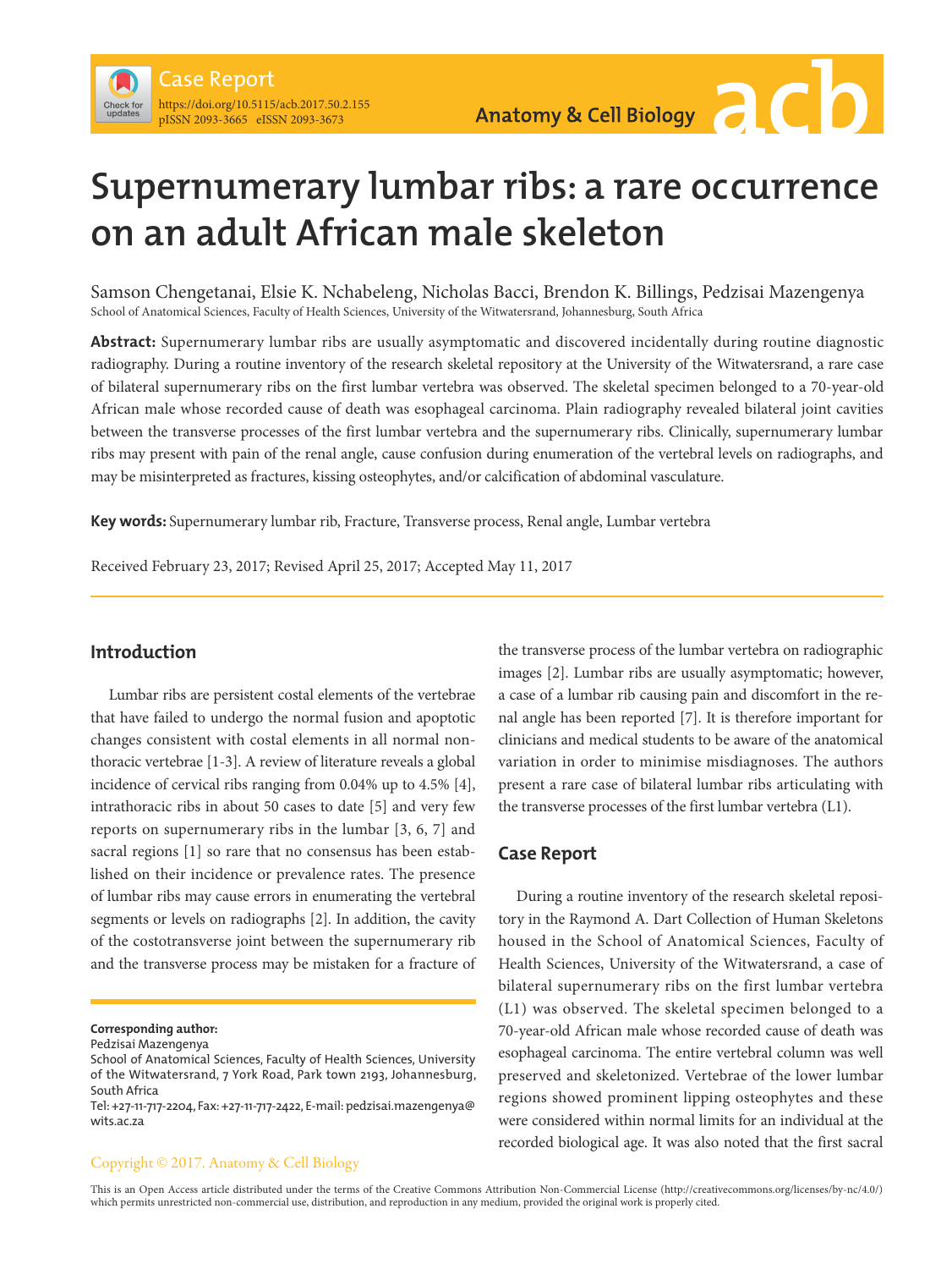Case Report

https://doi.org/10.5115/acb.2017.50.2.155
pISSN 2093-3665 eISSN 2093-3673

# Supernumerary lumbar ribs: a rare occurrence on an adult African male skeleton

Samson Chengetanai, Elsie K. Nchabeleng, Nicholas Bacci, Brendon K. Billings, Pedzisai Mazengenya

School of Anatomical Sciences, Faculty of Health Sciences, University of the Witwatersrand, Johannesburg, South Africa

**Abstract:** Supernumerary lumbar ribs are usually asymptomatic and discovered incidentally during routine diagnostic radiography. During a routine inventory of the research skeletal repository at the University of the Witwatersrand, a rare case of bilateral supernumerary ribs on the first lumbar vertebra was observed. The skeletal specimen belonged to a 70-year-old African male whose recorded cause of death was esophageal carcinoma. Plain radiography revealed bilateral joint cavities between the transverse processes of the first lumbar vertebra and the supernumerary ribs. Clinically, supernumerary lumbar ribs may present with pain of the renal angle, cause confusion during enumeration of the vertebral levels on radiographs, and may be misinterpreted as fractures, kissing osteophytes, and/or calcification of abdominal vasculature.

**Key words:** Supernumerary lumbar rib, Fracture, Transverse process, Renal angle, Lumbar vertebra

Received February 23, 2017; Revised April 25, 2017; Accepted May 11, 2017

## Introduction

Lumbar ribs are persistent costal elements of the vertebrae that have failed to undergo the normal fusion and apoptotic changes consistent with costal elements in all normal non-thoracic vertebrae [1-3]. A review of literature reveals a global incidence of cervical ribs ranging from 0.04% up to 4.5% [4], intrathoracic ribs in about 50 cases to date [5] and very few reports on supernumerary ribs in the lumbar [3, 6, 7] and sacral regions [1] so rare that no consensus has been established on their incidence or prevalence rates. The presence of lumbar ribs may cause errors in enumerating the vertebral segments or levels on radiographs [2]. In addition, the cavity of the costotransverse joint between the supernumerary rib and the transverse process may be mistaken for a fracture of the transverse process of the lumbar vertebra on radiographic images [2]. Lumbar ribs are usually asymptomatic; however, a case of a lumbar rib causing pain and discomfort in the renal angle has been reported [7]. It is therefore important for clinicians and medical students to be aware of the anatomical variation in order to minimise misdiagnoses. The authors present a rare case of bilateral lumbar ribs articulating with the transverse processes of the first lumbar vertebra (L1).

## Case Report

During a routine inventory of the research skeletal repository in the Raymond A. Dart Collection of Human Skeletons housed in the School of Anatomical Sciences, Faculty of Health Sciences, University of the Witwatersrand, a case of bilateral supernumerary ribs on the first lumbar vertebra (L1) was observed. The skeletal specimen belonged to a 70-year-old African male whose recorded cause of death was esophageal carcinoma. The entire vertebral column was well preserved and skeletonized. Vertebrae of the lower lumbar regions showed prominent lipping osteophytes and these were considered within normal limits for an individual at the recorded biological age. It was also noted that the first sacral

**Corresponding author:**
Pedzisai Mazengenya
School of Anatomical Sciences, Faculty of Health Sciences, University of the Witwatersrand, 7 York Road, Park town 2193, Johannesburg, South Africa
Tel: +27-11-717-2204, Fax: +27-11-717-2422, E-mail: pedzisai.mazengenya@wits.ac.za

Copyright © 2017. Anatomy & Cell Biology

This is an Open Access article distributed under the terms of the Creative Commons Attribution Non-Commercial License (http://creativecommons.org/licenses/by-nc/4.0/) which permits unrestricted non-commercial use, distribution, and reproduction in any medium, provided the original work is properly cited.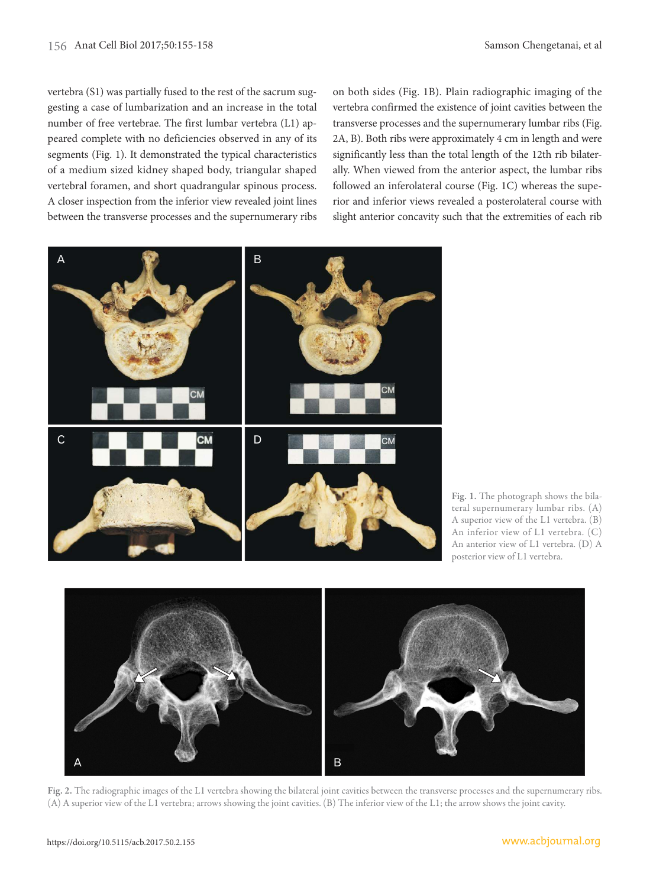vertebra (S1) was partially fused to the rest of the sacrum suggesting a case of lumbarization and an increase in the total number of free vertebrae. The first lumbar vertebra (L1) appeared complete with no deficiencies observed in any of its segments (Fig. 1). It demonstrated the typical characteristics of a medium sized kidney shaped body, triangular shaped vertebral foramen, and short quadrangular spinous process. A closer inspection from the inferior view revealed joint lines between the transverse processes and the supernumerary ribs on both sides (Fig. 1B). Plain radiographic imaging of the vertebra confirmed the existence of joint cavities between the transverse processes and the supernumerary lumbar ribs (Fig. 2A, B). Both ribs were approximately 4 cm in length and were significantly less than the total length of the 12th rib bilaterally. When viewed from the anterior aspect, the lumbar ribs followed an inferolateral course (Fig. 1C) whereas the superior and inferior views revealed a posterolateral course with slight anterior concavity such that the extremities of each rib

**Fig. 1.** The photograph shows the bilateral supernumerary lumbar ribs. (A) A superior view of the L1 vertebra. (B) An inferior view of L1 vertebra. (C) An anterior view of L1 vertebra. (D) A posterior view of L1 vertebra.

**Fig. 2.** The radiographic images of the L1 vertebra showing the bilateral joint cavities between the transverse processes and the supernumerary ribs. (A) A superior view of the L1 vertebra; arrows showing the joint cavities. (B) The inferior view of the L1; the arrow shows the joint cavity.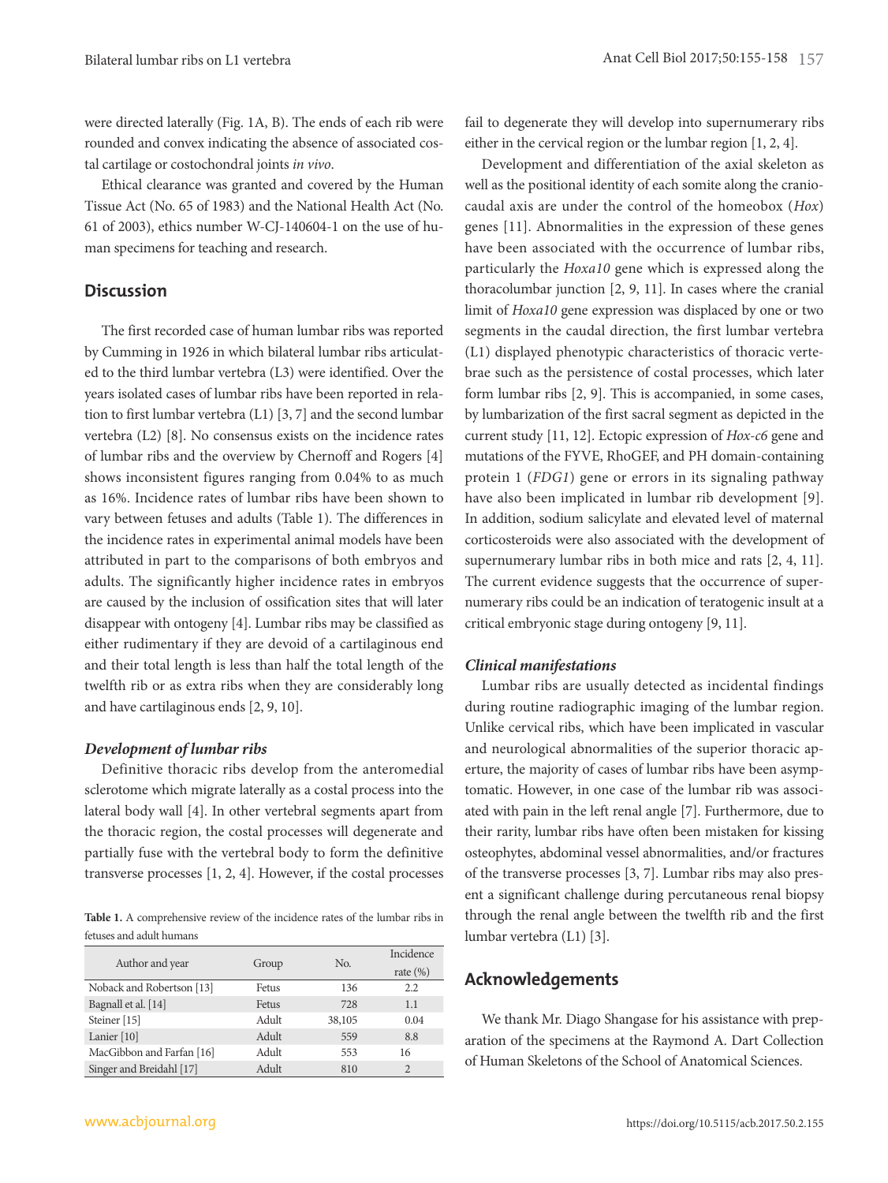were directed laterally (Fig. 1A, B). The ends of each rib were rounded and convex indicating the absence of associated costal cartilage or costochondral joints *in vivo*.

Ethical clearance was granted and covered by the Human Tissue Act (No. 65 of 1983) and the National Health Act (No. 61 of 2003), ethics number W-CJ-140604-1 on the use of human specimens for teaching and research.

## Discussion

The first recorded case of human lumbar ribs was reported by Cumming in 1926 in which bilateral lumbar ribs articulated to the third lumbar vertebra (L3) were identified. Over the years isolated cases of lumbar ribs have been reported in relation to first lumbar vertebra (L1) [3, 7] and the second lumbar vertebra (L2) [8]. No consensus exists on the incidence rates of lumbar ribs and the overview by Chernoff and Rogers [4] shows inconsistent figures ranging from 0.04% to as much as 16%. Incidence rates of lumbar ribs have been shown to vary between fetuses and adults (Table 1). The differences in the incidence rates in experimental animal models have been attributed in part to the comparisons of both embryos and adults. The significantly higher incidence rates in embryos are caused by the inclusion of ossification sites that will later disappear with ontogeny [4]. Lumbar ribs may be classified as either rudimentary if they are devoid of a cartilaginous end and their total length is less than half the total length of the twelfth rib or as extra ribs when they are considerably long and have cartilaginous ends [2, 9, 10].

### *Development of lumbar ribs*

Definitive thoracic ribs develop from the anteromedial sclerotome which migrate laterally as a costal process into the lateral body wall [4]. In other vertebral segments apart from the thoracic region, the costal processes will degenerate and partially fuse with the vertebral body to form the definitive transverse processes [1, 2, 4]. However, if the costal processes fail to degenerate they will develop into supernumerary ribs either in the cervical region or the lumbar region [1, 2, 4].

Development and differentiation of the axial skeleton as well as the positional identity of each somite along the craniocaudal axis are under the control of the homeobox (*Hox*) genes [11]. Abnormalities in the expression of these genes have been associated with the occurrence of lumbar ribs, particularly the *Hoxa10* gene which is expressed along the thoracolumbar junction [2, 9, 11]. In cases where the cranial limit of *Hoxa10* gene expression was displaced by one or two segments in the caudal direction, the first lumbar vertebra (L1) displayed phenotypic characteristics of thoracic vertebrae such as the persistence of costal processes, which later form lumbar ribs [2, 9]. This is accompanied, in some cases, by lumbarization of the first sacral segment as depicted in the current study [11, 12]. Ectopic expression of *Hox-c6* gene and mutations of the FYVE, RhoGEF, and PH domain-containing protein 1 (*FDG1*) gene or errors in its signaling pathway have also been implicated in lumbar rib development [9]. In addition, sodium salicylate and elevated level of maternal corticosteroids were also associated with the development of supernumerary lumbar ribs in both mice and rats [2, 4, 11]. The current evidence suggests that the occurrence of supernumerary ribs could be an indication of teratogenic insult at a critical embryonic stage during ontogeny [9, 11].

### *Clinical manifestations*

Lumbar ribs are usually detected as incidental findings during routine radiographic imaging of the lumbar region. Unlike cervical ribs, which have been implicated in vascular and neurological abnormalities of the superior thoracic aperture, the majority of cases of lumbar ribs have been asymptomatic. However, in one case of the lumbar rib was associated with pain in the left renal angle [7]. Furthermore, due to their rarity, lumbar ribs have often been mistaken for kissing osteophytes, abdominal vessel abnormalities, and/or fractures of the transverse processes [3, 7]. Lumbar ribs may also present a significant challenge during percutaneous renal biopsy through the renal angle between the twelfth rib and the first lumbar vertebra (L1) [3].

**Table 1.** A comprehensive review of the incidence rates of the lumbar ribs in fetuses and adult humans

| Author and year | Group | No. | Incidence rate (%) |
|---|---|---|---|
| Noback and Robertson [13] | Fetus | 136 | 2.2 |
| Bagnall et al. [14] | Fetus | 728 | 1.1 |
| Steiner [15] | Adult | 38,105 | 0.04 |
| Lanier [10] | Adult | 559 | 8.8 |
| MacGibbon and Farfan [16] | Adult | 553 | 16 |
| Singer and Breidahl [17] | Adult | 810 | 2 |

## Acknowledgements

We thank Mr. Diago Shangase for his assistance with preparation of the specimens at the Raymond A. Dart Collection of Human Skeletons of the School of Anatomical Sciences.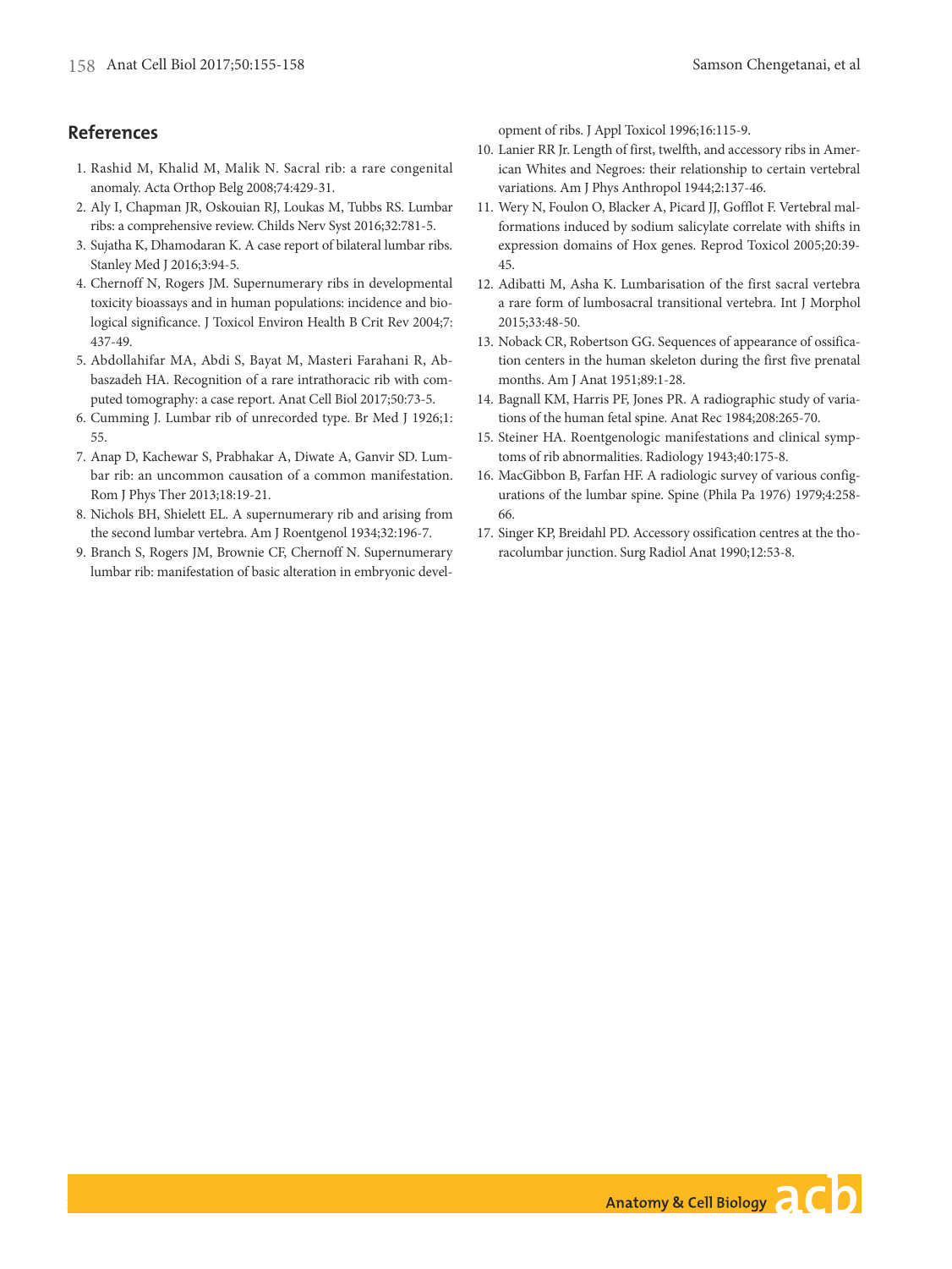## References

1. Rashid M, Khalid M, Malik N. Sacral rib: a rare congenital anomaly. Acta Orthop Belg 2008;74:429-31.
2. Aly I, Chapman JR, Oskouian RJ, Loukas M, Tubbs RS. Lumbar ribs: a comprehensive review. Childs Nerv Syst 2016;32:781-5.
3. Sujatha K, Dhamodaran K. A case report of bilateral lumbar ribs. Stanley Med J 2016;3:94-5.
4. Chernoff N, Rogers JM. Supernumerary ribs in developmental toxicity bioassays and in human populations: incidence and biological significance. J Toxicol Environ Health B Crit Rev 2004;7:437-49.
5. Abdollahifar MA, Abdi S, Bayat M, Masteri Farahani R, Abbaszadeh HA. Recognition of a rare intrathoracic rib with computed tomography: a case report. Anat Cell Biol 2017;50:73-5.
6. Cumming J. Lumbar rib of unrecorded type. Br Med J 1926;1:55.
7. Anap D, Kachewar S, Prabhakar A, Diwate A, Ganvir SD. Lumbar rib: an uncommon causation of a common manifestation. Rom J Phys Ther 2013;18:19-21.
8. Nichols BH, Shielett EL. A supernumerary rib and arising from the second lumbar vertebra. Am J Roentgenol 1934;32:196-7.
9. Branch S, Rogers JM, Brownie CF, Chernoff N. Supernumerary lumbar rib: manifestation of basic alteration in embryonic development of ribs. J Appl Toxicol 1996;16:115-9.
10. Lanier RR Jr. Length of first, twelfth, and accessory ribs in American Whites and Negroes: their relationship to certain vertebral variations. Am J Phys Anthropol 1944;2:137-46.
11. Wery N, Foulon O, Blacker A, Picard JJ, Gofflot F. Vertebral malformations induced by sodium salicylate correlate with shifts in expression domains of Hox genes. Reprod Toxicol 2005;20:39-45.
12. Adibatti M, Asha K. Lumbarisation of the first sacral vertebra a rare form of lumbosacral transitional vertebra. Int J Morphol 2015;33:48-50.
13. Noback CR, Robertson GG. Sequences of appearance of ossification centers in the human skeleton during the first five prenatal months. Am J Anat 1951;89:1-28.
14. Bagnall KM, Harris PF, Jones PR. A radiographic study of variations of the human fetal spine. Anat Rec 1984;208:265-70.
15. Steiner HA. Roentgenologic manifestations and clinical symptoms of rib abnormalities. Radiology 1943;40:175-8.
16. MacGibbon B, Farfan HF. A radiologic survey of various configurations of the lumbar spine. Spine (Phila Pa 1976) 1979;4:258-66.
17. Singer KP, Breidahl PD. Accessory ossification centres at the thoracolumbar junction. Surg Radiol Anat 1990;12:53-8.